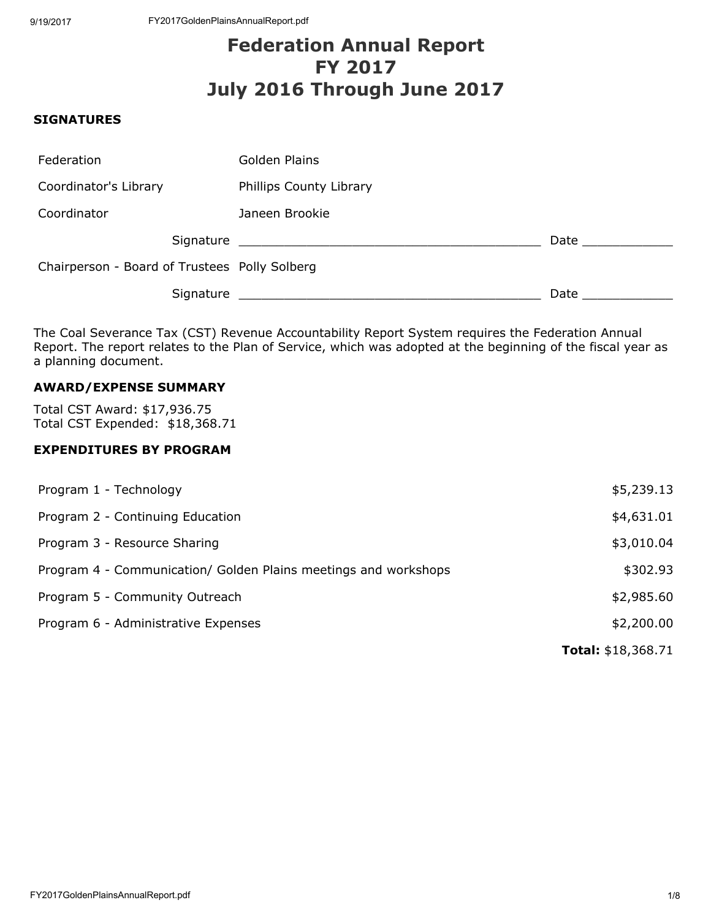# Federation Annual Report
# FY 2017
# July 2016 Through June 2017

### SIGNATURES

| | | |
|---|---|---|
| Federation | Golden Plains | |
| Coordinator's Library | Phillips County Library | |
| Coordinator | Janeen Brookie | |
| Signature | ________________________________________ | Date ____________ |
| Chairperson - Board of Trustees | Polly Solberg | |
| Signature | ________________________________________ | Date ____________ |

The Coal Severance Tax (CST) Revenue Accountability Report System requires the Federation Annual Report. The report relates to the Plan of Service, which was adopted at the beginning of the fiscal year as a planning document.

### AWARD/EXPENSE SUMMARY

Total CST Award: $17,936.75
Total CST Expended: $18,368.71

### EXPENDITURES BY PROGRAM

| Program | Amount |
|---|---|
| Program 1 - Technology | $5,239.13 |
| Program 2 - Continuing Education | $4,631.01 |
| Program 3 - Resource Sharing | $3,010.04 |
| Program 4 - Communication/ Golden Plains meetings and workshops | $302.93 |
| Program 5 - Community Outreach | $2,985.60 |
| Program 6 - Administrative Expenses | $2,200.00 |
| | **Total:** $18,368.71 |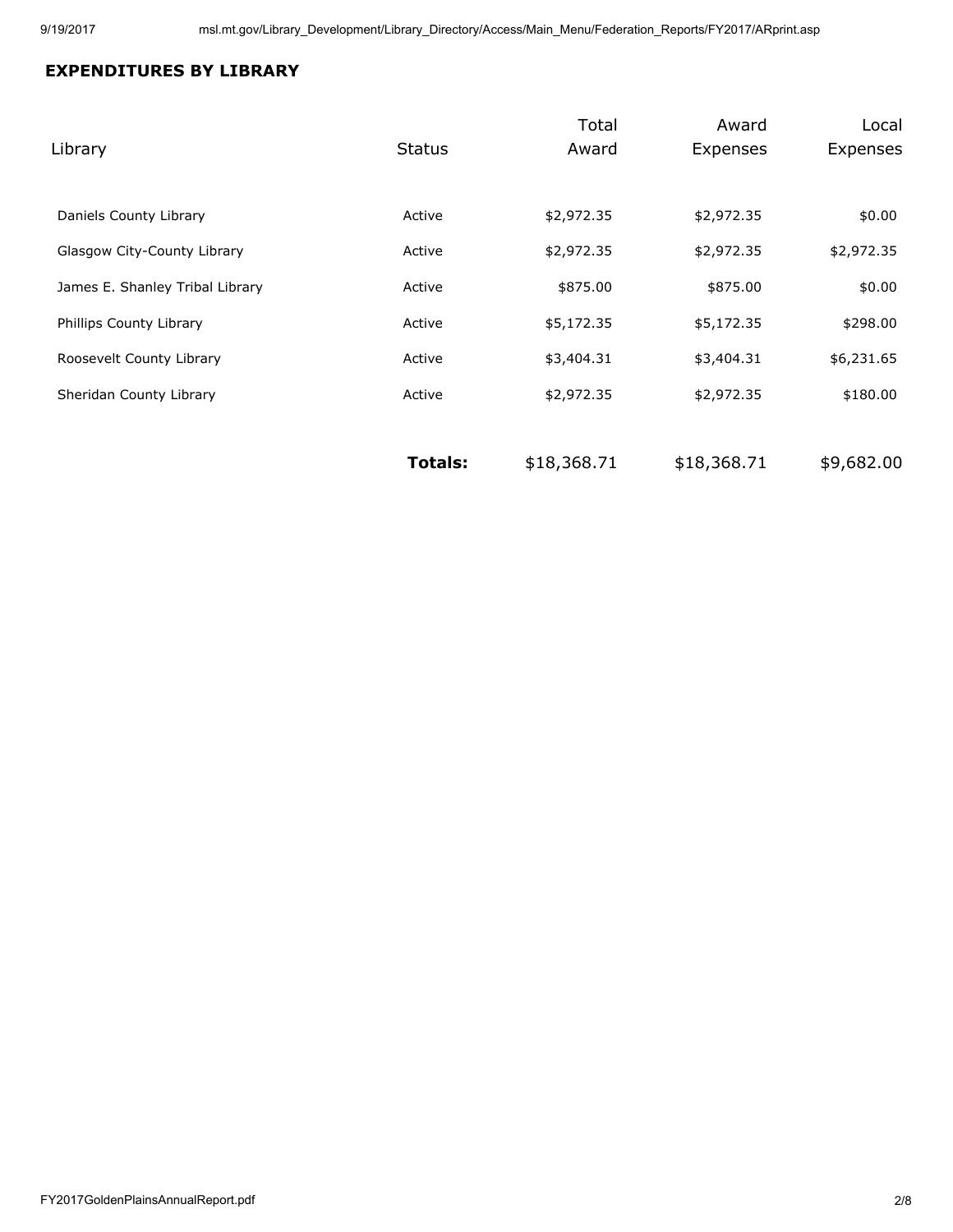## EXPENDITURES BY LIBRARY

| Library | Status | Total Award | Award Expenses | Local Expenses |
|---|---|---|---|---|
| Daniels County Library | Active | $2,972.35 | $2,972.35 | $0.00 |
| Glasgow City-County Library | Active | $2,972.35 | $2,972.35 | $2,972.35 |
| James E. Shanley Tribal Library | Active | $875.00 | $875.00 | $0.00 |
| Phillips County Library | Active | $5,172.35 | $5,172.35 | $298.00 |
| Roosevelt County Library | Active | $3,404.31 | $3,404.31 | $6,231.65 |
| Sheridan County Library | Active | $2,972.35 | $2,972.35 | $180.00 |
| | **Totals:** | $18,368.71 | $18,368.71 | $9,682.00 |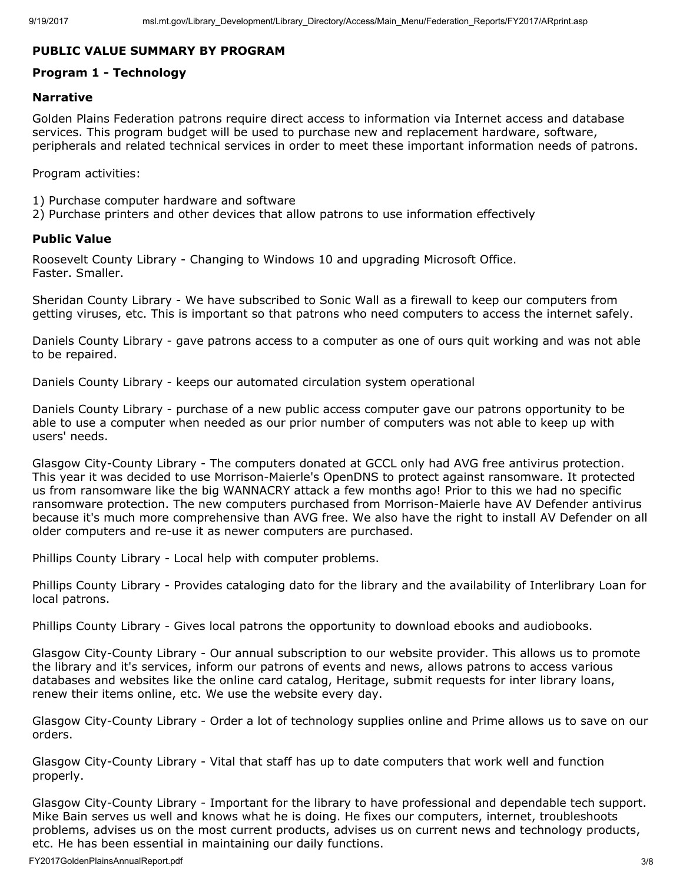## PUBLIC VALUE SUMMARY BY PROGRAM

### Program 1 - Technology

#### Narrative

Golden Plains Federation patrons require direct access to information via Internet access and database services. This program budget will be used to purchase new and replacement hardware, software, peripherals and related technical services in order to meet these important information needs of patrons.

Program activities:

1) Purchase computer hardware and software
2) Purchase printers and other devices that allow patrons to use information effectively

#### Public Value

Roosevelt County Library - Changing to Windows 10 and upgrading Microsoft Office.
Faster. Smaller.

Sheridan County Library - We have subscribed to Sonic Wall as a firewall to keep our computers from getting viruses, etc. This is important so that patrons who need computers to access the internet safely.

Daniels County Library - gave patrons access to a computer as one of ours quit working and was not able to be repaired.

Daniels County Library - keeps our automated circulation system operational

Daniels County Library - purchase of a new public access computer gave our patrons opportunity to be able to use a computer when needed as our prior number of computers was not able to keep up with users' needs.

Glasgow City-County Library - The computers donated at GCCL only had AVG free antivirus protection. This year it was decided to use Morrison-Maierle's OpenDNS to protect against ransomware. It protected us from ransomware like the big WANNACRY attack a few months ago! Prior to this we had no specific ransomware protection. The new computers purchased from Morrison-Maierle have AV Defender antivirus because it's much more comprehensive than AVG free. We also have the right to install AV Defender on all older computers and re-use it as newer computers are purchased.

Phillips County Library - Local help with computer problems.

Phillips County Library - Provides cataloging dato for the library and the availability of Interlibrary Loan for local patrons.

Phillips County Library - Gives local patrons the opportunity to download ebooks and audiobooks.

Glasgow City-County Library - Our annual subscription to our website provider. This allows us to promote the library and it's services, inform our patrons of events and news, allows patrons to access various databases and websites like the online card catalog, Heritage, submit requests for inter library loans, renew their items online, etc. We use the website every day.

Glasgow City-County Library - Order a lot of technology supplies online and Prime allows us to save on our orders.

Glasgow City-County Library - Vital that staff has up to date computers that work well and function properly.

Glasgow City-County Library - Important for the library to have professional and dependable tech support. Mike Bain serves us well and knows what he is doing. He fixes our computers, internet, troubleshoots problems, advises us on the most current products, advises us on current news and technology products, etc. He has been essential in maintaining our daily functions.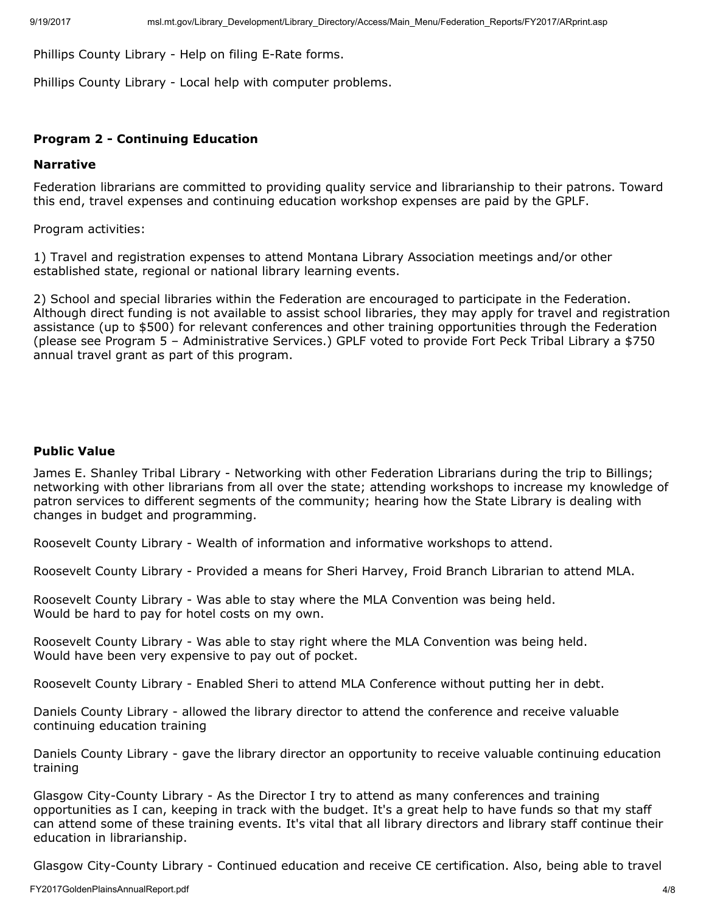Phillips County Library - Help on filing E-Rate forms.

Phillips County Library - Local help with computer problems.

### Program 2 - Continuing Education

#### Narrative

Federation librarians are committed to providing quality service and librarianship to their patrons. Toward this end, travel expenses and continuing education workshop expenses are paid by the GPLF.

Program activities:

1) Travel and registration expenses to attend Montana Library Association meetings and/or other established state, regional or national library learning events.

2) School and special libraries within the Federation are encouraged to participate in the Federation. Although direct funding is not available to assist school libraries, they may apply for travel and registration assistance (up to $500) for relevant conferences and other training opportunities through the Federation (please see Program 5 – Administrative Services.) GPLF voted to provide Fort Peck Tribal Library a $750 annual travel grant as part of this program.

#### Public Value

James E. Shanley Tribal Library - Networking with other Federation Librarians during the trip to Billings; networking with other librarians from all over the state; attending workshops to increase my knowledge of patron services to different segments of the community; hearing how the State Library is dealing with changes in budget and programming.

Roosevelt County Library - Wealth of information and informative workshops to attend.

Roosevelt County Library - Provided a means for Sheri Harvey, Froid Branch Librarian to attend MLA.

Roosevelt County Library - Was able to stay where the MLA Convention was being held.
Would be hard to pay for hotel costs on my own.

Roosevelt County Library - Was able to stay right where the MLA Convention was being held.
Would have been very expensive to pay out of pocket.

Roosevelt County Library - Enabled Sheri to attend MLA Conference without putting her in debt.

Daniels County Library - allowed the library director to attend the conference and receive valuable continuing education training

Daniels County Library - gave the library director an opportunity to receive valuable continuing education training

Glasgow City-County Library - As the Director I try to attend as many conferences and training opportunities as I can, keeping in track with the budget. It's a great help to have funds so that my staff can attend some of these training events. It's vital that all library directors and library staff continue their education in librarianship.

Glasgow City-County Library - Continued education and receive CE certification. Also, being able to travel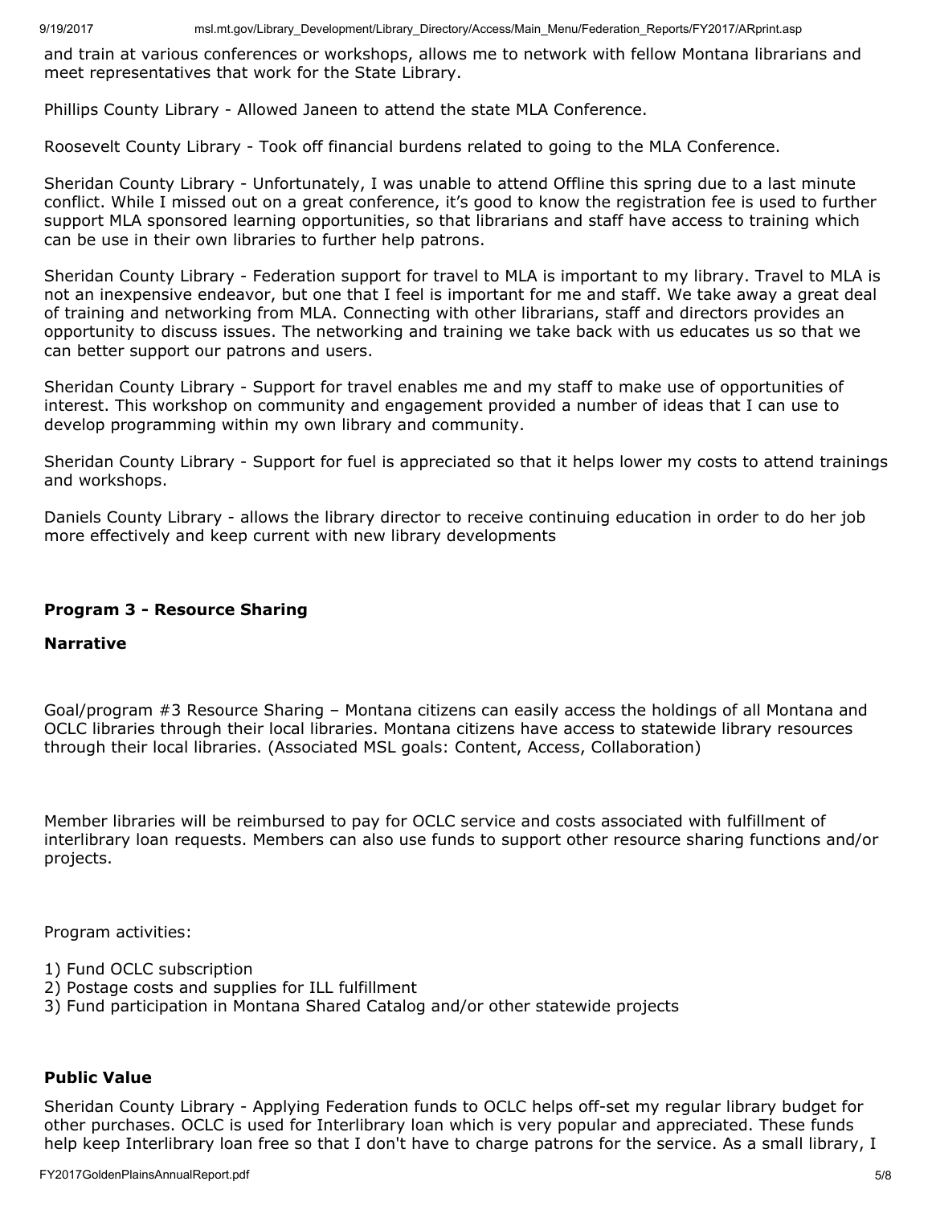and train at various conferences or workshops, allows me to network with fellow Montana librarians and meet representatives that work for the State Library.

Phillips County Library - Allowed Janeen to attend the state MLA Conference.

Roosevelt County Library - Took off financial burdens related to going to the MLA Conference.

Sheridan County Library - Unfortunately, I was unable to attend Offline this spring due to a last minute conflict. While I missed out on a great conference, it's good to know the registration fee is used to further support MLA sponsored learning opportunities, so that librarians and staff have access to training which can be use in their own libraries to further help patrons.

Sheridan County Library - Federation support for travel to MLA is important to my library. Travel to MLA is not an inexpensive endeavor, but one that I feel is important for me and staff. We take away a great deal of training and networking from MLA. Connecting with other librarians, staff and directors provides an opportunity to discuss issues. The networking and training we take back with us educates us so that we can better support our patrons and users.

Sheridan County Library - Support for travel enables me and my staff to make use of opportunities of interest. This workshop on community and engagement provided a number of ideas that I can use to develop programming within my own library and community.

Sheridan County Library - Support for fuel is appreciated so that it helps lower my costs to attend trainings and workshops.

Daniels County Library - allows the library director to receive continuing education in order to do her job more effectively and keep current with new library developments

**Program 3 - Resource Sharing**

**Narrative**

Goal/program #3 Resource Sharing – Montana citizens can easily access the holdings of all Montana and OCLC libraries through their local libraries. Montana citizens have access to statewide library resources through their local libraries. (Associated MSL goals: Content, Access, Collaboration)

Member libraries will be reimbursed to pay for OCLC service and costs associated with fulfillment of interlibrary loan requests. Members can also use funds to support other resource sharing functions and/or projects.

Program activities:

1) Fund OCLC subscription
2) Postage costs and supplies for ILL fulfillment
3) Fund participation in Montana Shared Catalog and/or other statewide projects

**Public Value**

Sheridan County Library - Applying Federation funds to OCLC helps off-set my regular library budget for other purchases. OCLC is used for Interlibrary loan which is very popular and appreciated. These funds help keep Interlibrary loan free so that I don't have to charge patrons for the service. As a small library, I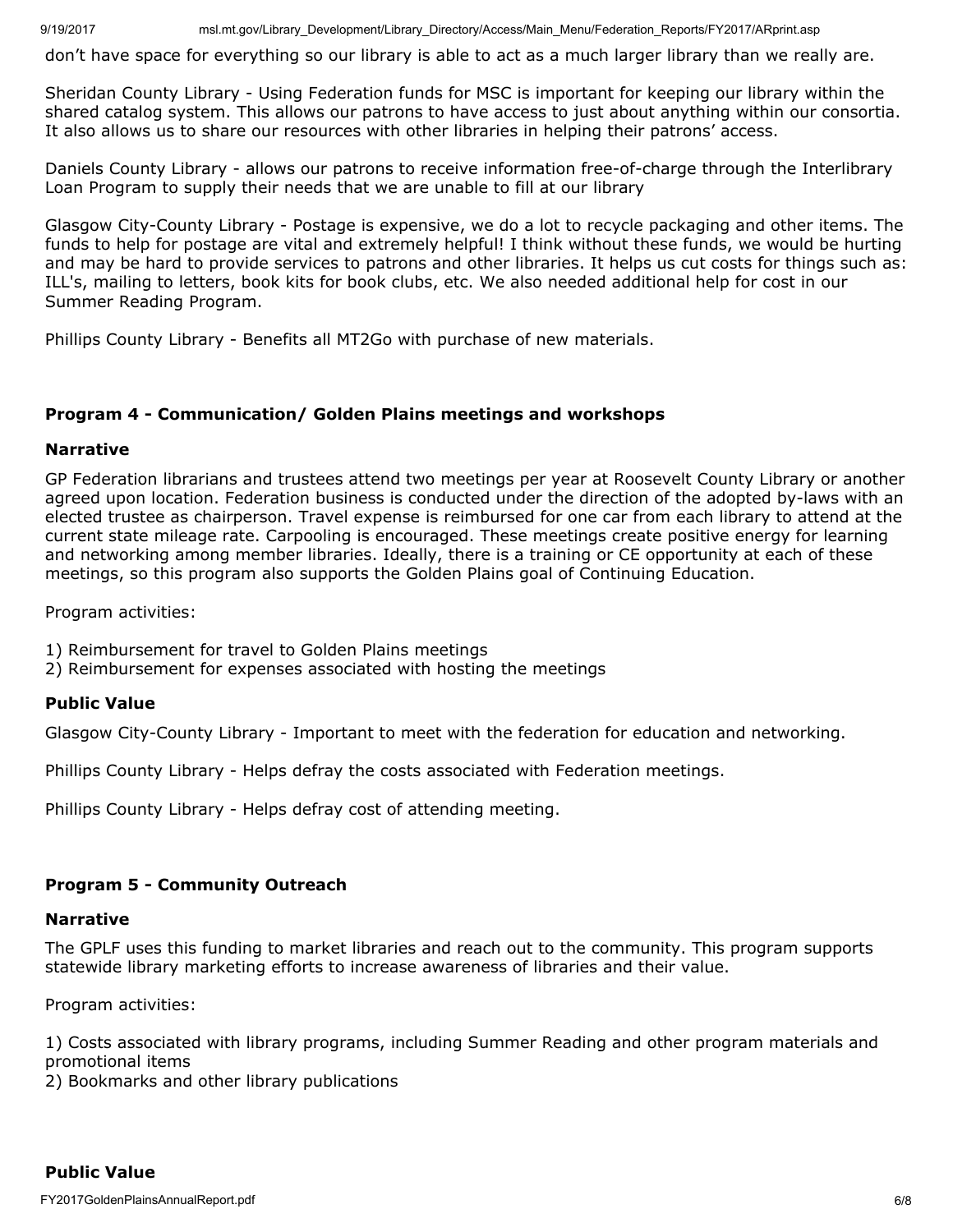don't have space for everything so our library is able to act as a much larger library than we really are.

Sheridan County Library - Using Federation funds for MSC is important for keeping our library within the shared catalog system. This allows our patrons to have access to just about anything within our consortia. It also allows us to share our resources with other libraries in helping their patrons' access.

Daniels County Library - allows our patrons to receive information free-of-charge through the Interlibrary Loan Program to supply their needs that we are unable to fill at our library

Glasgow City-County Library - Postage is expensive, we do a lot to recycle packaging and other items. The funds to help for postage are vital and extremely helpful! I think without these funds, we would be hurting and may be hard to provide services to patrons and other libraries. It helps us cut costs for things such as: ILL's, mailing to letters, book kits for book clubs, etc. We also needed additional help for cost in our Summer Reading Program.

Phillips County Library - Benefits all MT2Go with purchase of new materials.

### Program 4 - Communication/ Golden Plains meetings and workshops

#### Narrative

GP Federation librarians and trustees attend two meetings per year at Roosevelt County Library or another agreed upon location. Federation business is conducted under the direction of the adopted by-laws with an elected trustee as chairperson. Travel expense is reimbursed for one car from each library to attend at the current state mileage rate. Carpooling is encouraged. These meetings create positive energy for learning and networking among member libraries. Ideally, there is a training or CE opportunity at each of these meetings, so this program also supports the Golden Plains goal of Continuing Education.

Program activities:

1) Reimbursement for travel to Golden Plains meetings
2) Reimbursement for expenses associated with hosting the meetings

#### Public Value

Glasgow City-County Library - Important to meet with the federation for education and networking.

Phillips County Library - Helps defray the costs associated with Federation meetings.

Phillips County Library - Helps defray cost of attending meeting.

### Program 5 - Community Outreach

#### Narrative

The GPLF uses this funding to market libraries and reach out to the community. This program supports statewide library marketing efforts to increase awareness of libraries and their value.

Program activities:

1) Costs associated with library programs, including Summer Reading and other program materials and promotional items
2) Bookmarks and other library publications

#### Public Value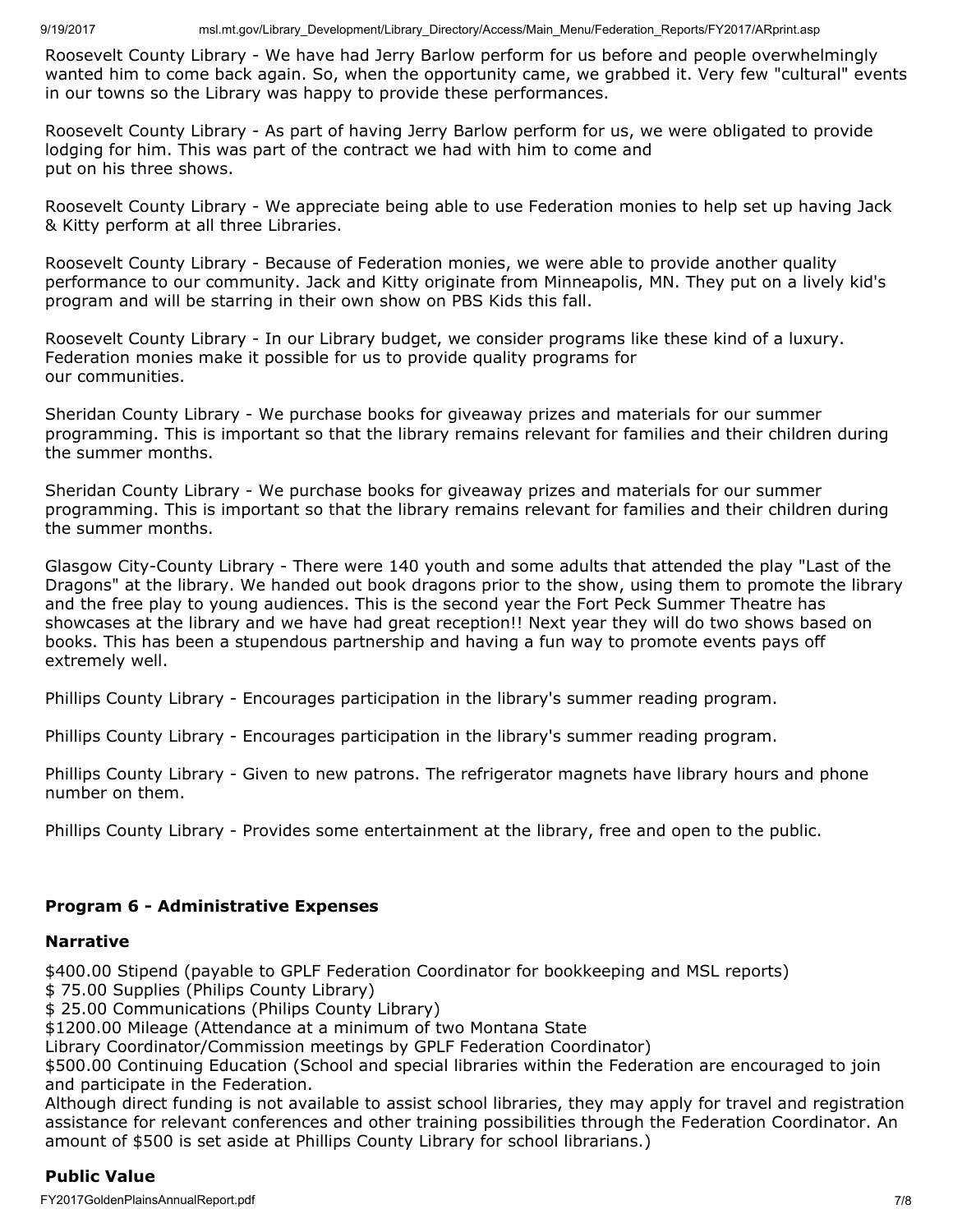Roosevelt County Library - We have had Jerry Barlow perform for us before and people overwhelmingly wanted him to come back again. So, when the opportunity came, we grabbed it. Very few "cultural" events in our towns so the Library was happy to provide these performances.

Roosevelt County Library - As part of having Jerry Barlow perform for us, we were obligated to provide lodging for him. This was part of the contract we had with him to come and put on his three shows.

Roosevelt County Library - We appreciate being able to use Federation monies to help set up having Jack & Kitty perform at all three Libraries.

Roosevelt County Library - Because of Federation monies, we were able to provide another quality performance to our community. Jack and Kitty originate from Minneapolis, MN. They put on a lively kid's program and will be starring in their own show on PBS Kids this fall.

Roosevelt County Library - In our Library budget, we consider programs like these kind of a luxury. Federation monies make it possible for us to provide quality programs for our communities.

Sheridan County Library - We purchase books for giveaway prizes and materials for our summer programming. This is important so that the library remains relevant for families and their children during the summer months.

Sheridan County Library - We purchase books for giveaway prizes and materials for our summer programming. This is important so that the library remains relevant for families and their children during the summer months.

Glasgow City-County Library - There were 140 youth and some adults that attended the play "Last of the Dragons" at the library. We handed out book dragons prior to the show, using them to promote the library and the free play to young audiences. This is the second year the Fort Peck Summer Theatre has showcases at the library and we have had great reception!! Next year they will do two shows based on books. This has been a stupendous partnership and having a fun way to promote events pays off extremely well.

Phillips County Library - Encourages participation in the library's summer reading program.

Phillips County Library - Encourages participation in the library's summer reading program.

Phillips County Library - Given to new patrons. The refrigerator magnets have library hours and phone number on them.

Phillips County Library - Provides some entertainment at the library, free and open to the public.

### Program 6 - Administrative Expenses

#### Narrative

$400.00 Stipend (payable to GPLF Federation Coordinator for bookkeeping and MSL reports)
$ 75.00 Supplies (Philips County Library)
$ 25.00 Communications (Philips County Library)
$1200.00 Mileage (Attendance at a minimum of two Montana State
Library Coordinator/Commission meetings by GPLF Federation Coordinator)
$500.00 Continuing Education (School and special libraries within the Federation are encouraged to join and participate in the Federation.
Although direct funding is not available to assist school libraries, they may apply for travel and registration assistance for relevant conferences and other training possibilities through the Federation Coordinator. An amount of $500 is set aside at Phillips County Library for school librarians.)

#### Public Value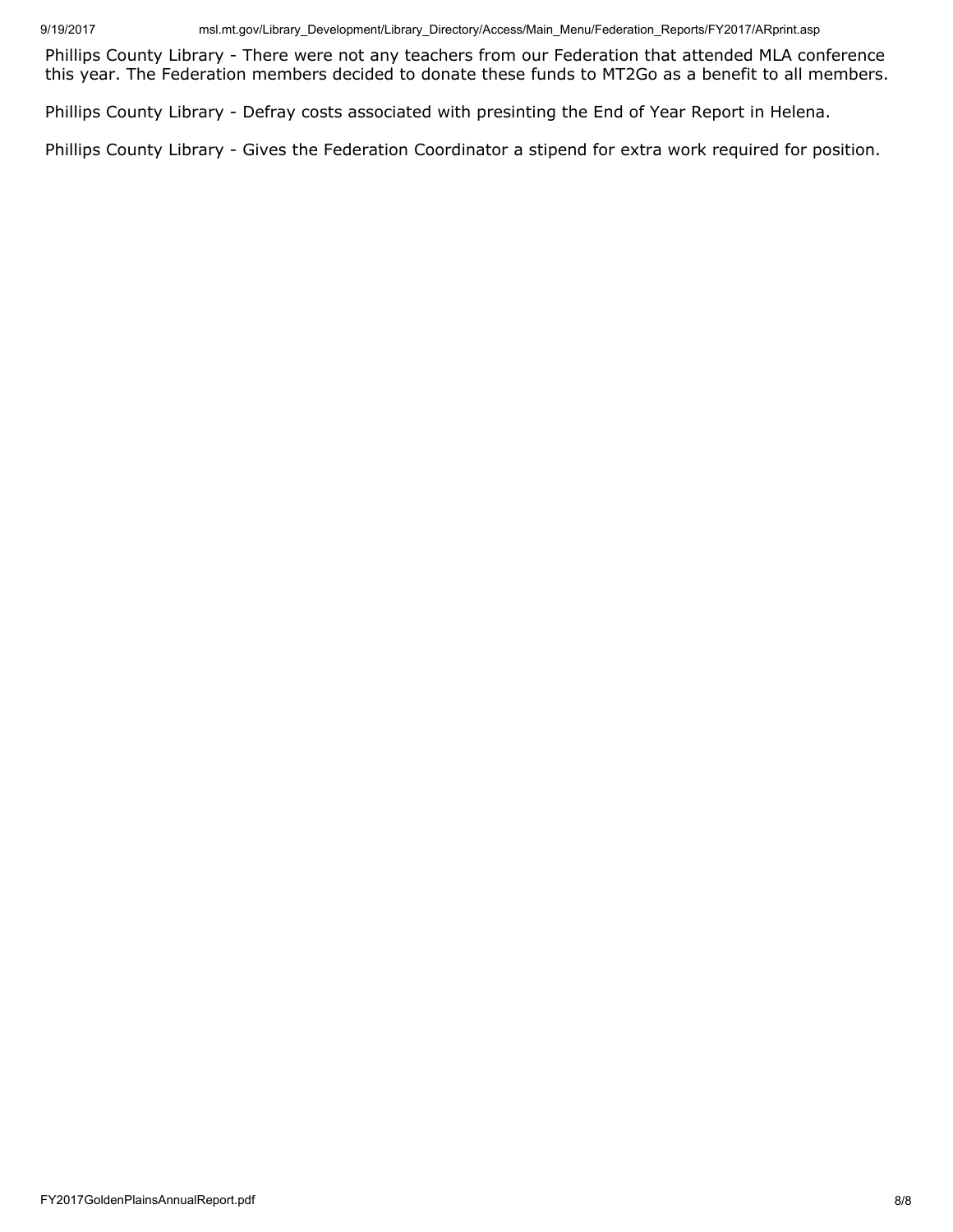Phillips County Library - There were not any teachers from our Federation that attended MLA conference this year. The Federation members decided to donate these funds to MT2Go as a benefit to all members.

Phillips County Library - Defray costs associated with presinting the End of Year Report in Helena.

Phillips County Library - Gives the Federation Coordinator a stipend for extra work required for position.